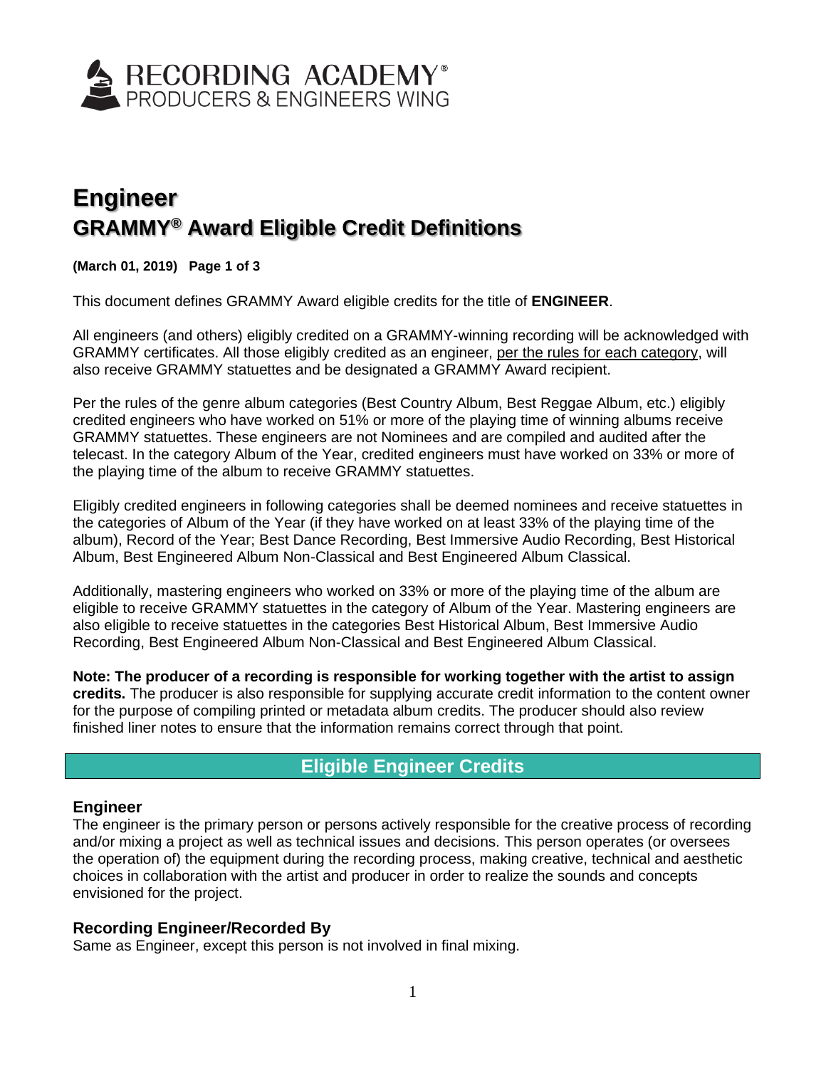RECORDING ACADEMY®
PRODUCERS & ENGINEERS WING

# Engineer
# GRAMMY® Award Eligible Credit Definitions

**(March 01, 2019)**

This document defines GRAMMY Award eligible credits for the title of **ENGINEER**.

All engineers (and others) eligibly credited on a GRAMMY-winning recording will be acknowledged with GRAMMY certificates. All those eligibly credited as an engineer, per the rules for each category, will also receive GRAMMY statuettes and be designated a GRAMMY Award recipient.

Per the rules of the genre album categories (Best Country Album, Best Reggae Album, etc.) eligibly credited engineers who have worked on 51% or more of the playing time of winning albums receive GRAMMY statuettes. These engineers are not Nominees and are compiled and audited after the telecast. In the category Album of the Year, credited engineers must have worked on 33% or more of the playing time of the album to receive GRAMMY statuettes.

Eligibly credited engineers in following categories shall be deemed nominees and receive statuettes in the categories of Album of the Year (if they have worked on at least 33% of the playing time of the album), Record of the Year; Best Dance Recording, Best Immersive Audio Recording, Best Historical Album, Best Engineered Album Non-Classical and Best Engineered Album Classical.

Additionally, mastering engineers who worked on 33% or more of the playing time of the album are eligible to receive GRAMMY statuettes in the category of Album of the Year. Mastering engineers are also eligible to receive statuettes in the categories Best Historical Album, Best Immersive Audio Recording, Best Engineered Album Non-Classical and Best Engineered Album Classical.

**Note: The producer of a recording is responsible for working together with the artist to assign credits.** The producer is also responsible for supplying accurate credit information to the content owner for the purpose of compiling printed or metadata album credits. The producer should also review finished liner notes to ensure that the information remains correct through that point.

## Eligible Engineer Credits

### Engineer

The engineer is the primary person or persons actively responsible for the creative process of recording and/or mixing a project as well as technical issues and decisions. This person operates (or oversees the operation of) the equipment during the recording process, making creative, technical and aesthetic choices in collaboration with the artist and producer in order to realize the sounds and concepts envisioned for the project.

### Recording Engineer/Recorded By

Same as Engineer, except this person is not involved in final mixing.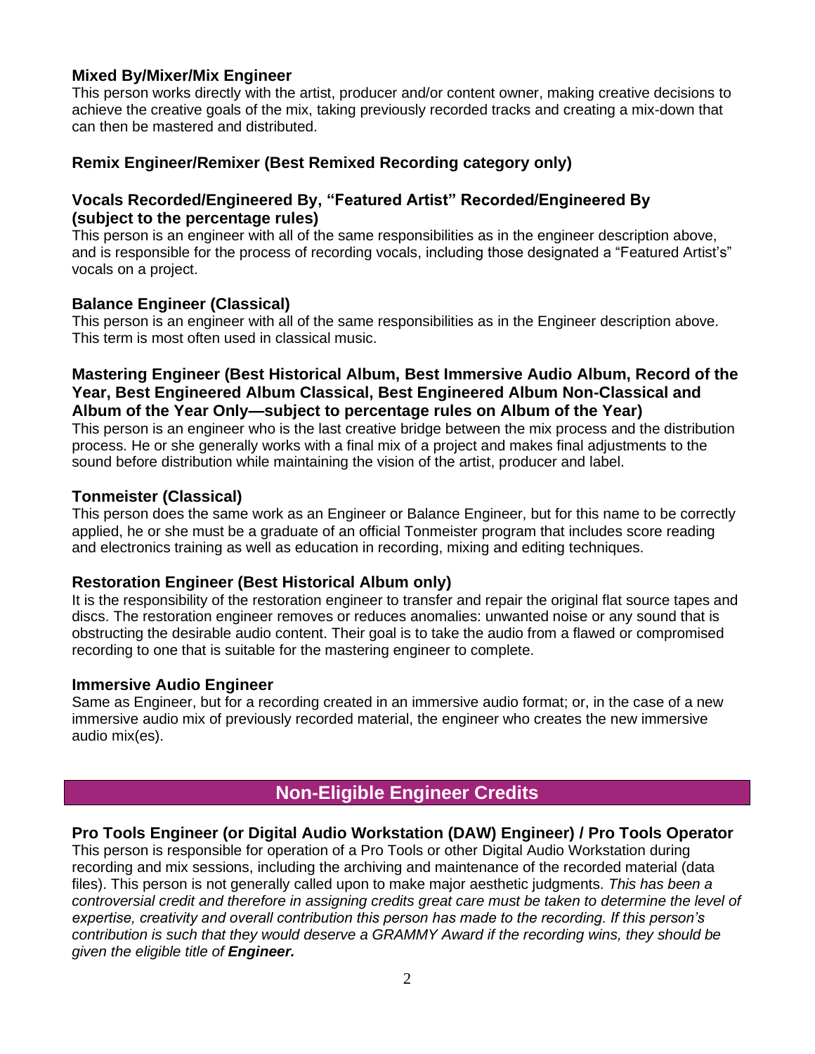### Mixed By/Mixer/Mix Engineer

This person works directly with the artist, producer and/or content owner, making creative decisions to achieve the creative goals of the mix, taking previously recorded tracks and creating a mix-down that can then be mastered and distributed.

### Remix Engineer/Remixer (Best Remixed Recording category only)

### Vocals Recorded/Engineered By, "Featured Artist" Recorded/Engineered By (subject to the percentage rules)

This person is an engineer with all of the same responsibilities as in the engineer description above, and is responsible for the process of recording vocals, including those designated a "Featured Artist's" vocals on a project.

### Balance Engineer (Classical)

This person is an engineer with all of the same responsibilities as in the Engineer description above. This term is most often used in classical music.

### Mastering Engineer (Best Historical Album, Best Immersive Audio Album, Record of the Year, Best Engineered Album Classical, Best Engineered Album Non-Classical and Album of the Year Only—subject to percentage rules on Album of the Year)

This person is an engineer who is the last creative bridge between the mix process and the distribution process. He or she generally works with a final mix of a project and makes final adjustments to the sound before distribution while maintaining the vision of the artist, producer and label.

### Tonmeister (Classical)

This person does the same work as an Engineer or Balance Engineer, but for this name to be correctly applied, he or she must be a graduate of an official Tonmeister program that includes score reading and electronics training as well as education in recording, mixing and editing techniques.

### Restoration Engineer (Best Historical Album only)

It is the responsibility of the restoration engineer to transfer and repair the original flat source tapes and discs. The restoration engineer removes or reduces anomalies: unwanted noise or any sound that is obstructing the desirable audio content. Their goal is to take the audio from a flawed or compromised recording to one that is suitable for the mastering engineer to complete.

### Immersive Audio Engineer

Same as Engineer, but for a recording created in an immersive audio format; or, in the case of a new immersive audio mix of previously recorded material, the engineer who creates the new immersive audio mix(es).

## Non-Eligible Engineer Credits

### Pro Tools Engineer (or Digital Audio Workstation (DAW) Engineer) / Pro Tools Operator

This person is responsible for operation of a Pro Tools or other Digital Audio Workstation during recording and mix sessions, including the archiving and maintenance of the recorded material (data files). This person is not generally called upon to make major aesthetic judgments. *This has been a controversial credit and therefore in assigning credits great care must be taken to determine the level of expertise, creativity and overall contribution this person has made to the recording. If this person's contribution is such that they would deserve a GRAMMY Award if the recording wins, they should be given the eligible title of **Engineer.***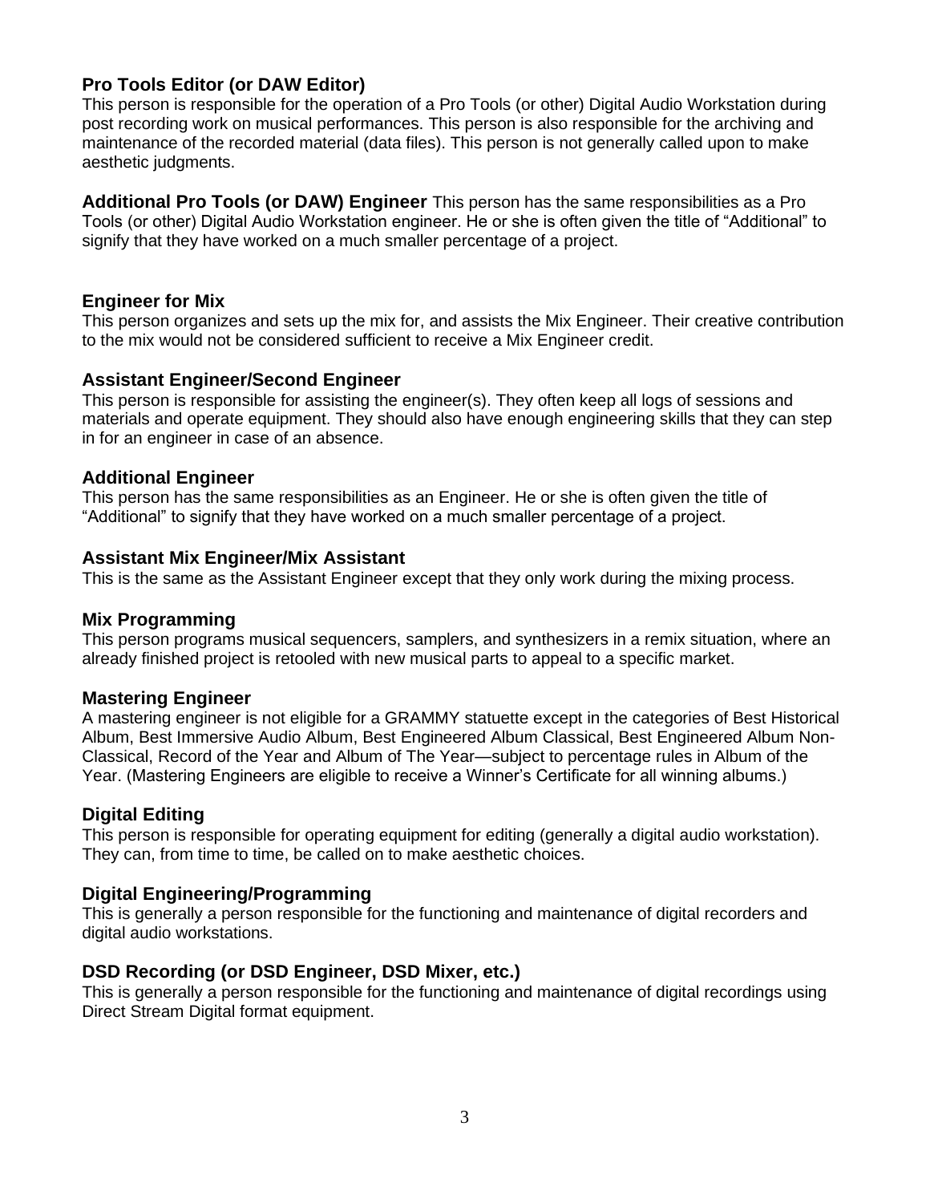### Pro Tools Editor (or DAW Editor)

This person is responsible for the operation of a Pro Tools (or other) Digital Audio Workstation during post recording work on musical performances. This person is also responsible for the archiving and maintenance of the recorded material (data files). This person is not generally called upon to make aesthetic judgments.

**Additional Pro Tools (or DAW) Engineer** This person has the same responsibilities as a Pro Tools (or other) Digital Audio Workstation engineer. He or she is often given the title of "Additional" to signify that they have worked on a much smaller percentage of a project.

### Engineer for Mix

This person organizes and sets up the mix for, and assists the Mix Engineer. Their creative contribution to the mix would not be considered sufficient to receive a Mix Engineer credit.

### Assistant Engineer/Second Engineer

This person is responsible for assisting the engineer(s). They often keep all logs of sessions and materials and operate equipment. They should also have enough engineering skills that they can step in for an engineer in case of an absence.

### Additional Engineer

This person has the same responsibilities as an Engineer. He or she is often given the title of "Additional" to signify that they have worked on a much smaller percentage of a project.

### Assistant Mix Engineer/Mix Assistant

This is the same as the Assistant Engineer except that they only work during the mixing process.

### Mix Programming

This person programs musical sequencers, samplers, and synthesizers in a remix situation, where an already finished project is retooled with new musical parts to appeal to a specific market.

### Mastering Engineer

A mastering engineer is not eligible for a GRAMMY statuette except in the categories of Best Historical Album, Best Immersive Audio Album, Best Engineered Album Classical, Best Engineered Album Non-Classical, Record of the Year and Album of The Year—subject to percentage rules in Album of the Year. (Mastering Engineers are eligible to receive a Winner's Certificate for all winning albums.)

### Digital Editing

This person is responsible for operating equipment for editing (generally a digital audio workstation). They can, from time to time, be called on to make aesthetic choices.

### Digital Engineering/Programming

This is generally a person responsible for the functioning and maintenance of digital recorders and digital audio workstations.

### DSD Recording (or DSD Engineer, DSD Mixer, etc.)

This is generally a person responsible for the functioning and maintenance of digital recordings using Direct Stream Digital format equipment.